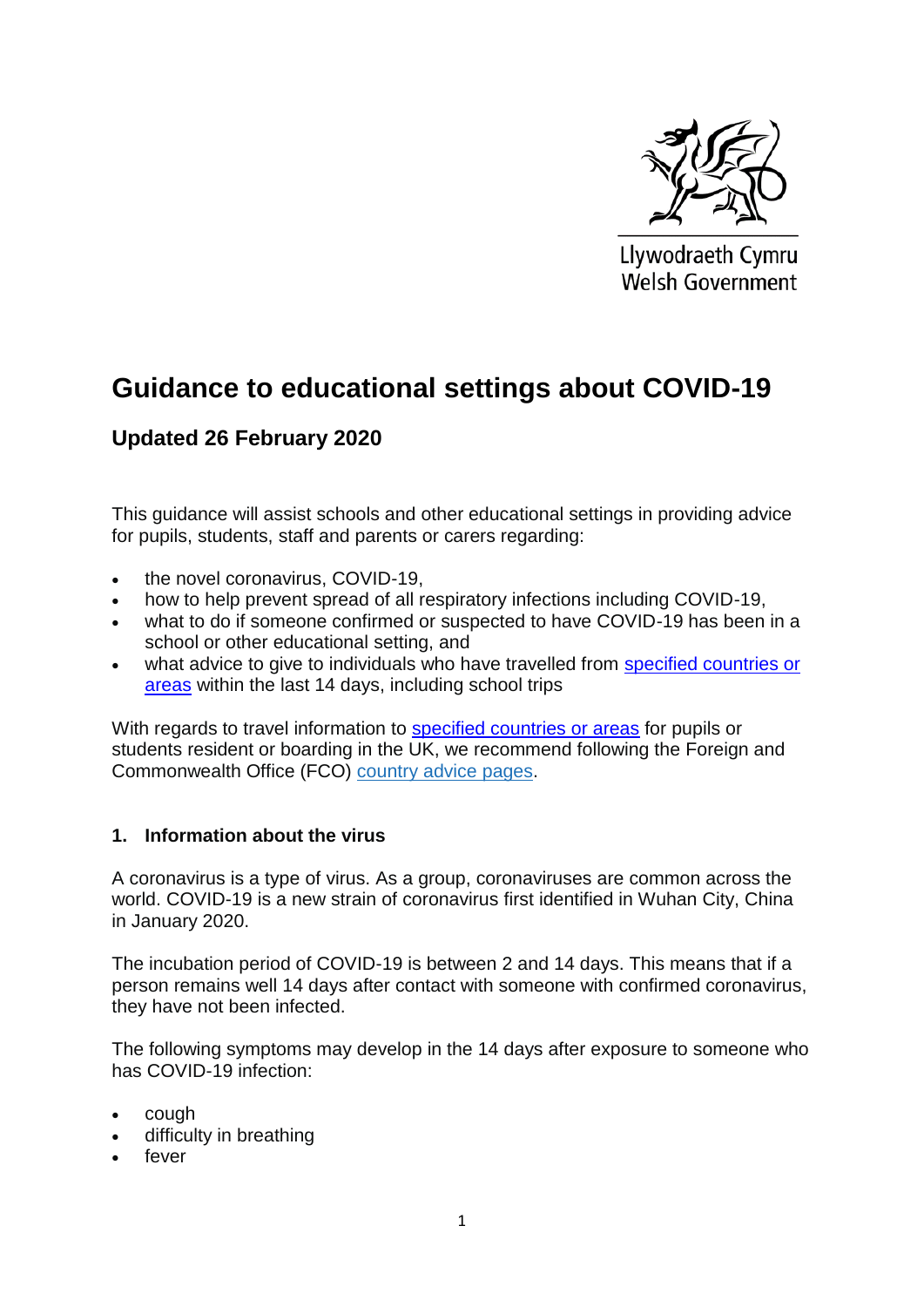Llywodraeth Cymru
Welsh Government

# Guidance to educational settings about COVID-19

## Updated 26 February 2020

This guidance will assist schools and other educational settings in providing advice for pupils, students, staff and parents or carers regarding:

- the novel coronavirus, COVID-19,
- how to help prevent spread of all respiratory infections including COVID-19,
- what to do if someone confirmed or suspected to have COVID-19 has been in a school or other educational setting, and
- what advice to give to individuals who have travelled from specified countries or areas within the last 14 days, including school trips

With regards to travel information to specified countries or areas for pupils or students resident or boarding in the UK, we recommend following the Foreign and Commonwealth Office (FCO) country advice pages.

### 1. Information about the virus

A coronavirus is a type of virus. As a group, coronaviruses are common across the world. COVID-19 is a new strain of coronavirus first identified in Wuhan City, China in January 2020.

The incubation period of COVID-19 is between 2 and 14 days. This means that if a person remains well 14 days after contact with someone with confirmed coronavirus, they have not been infected.

The following symptoms may develop in the 14 days after exposure to someone who has COVID-19 infection:

- cough
- difficulty in breathing
- fever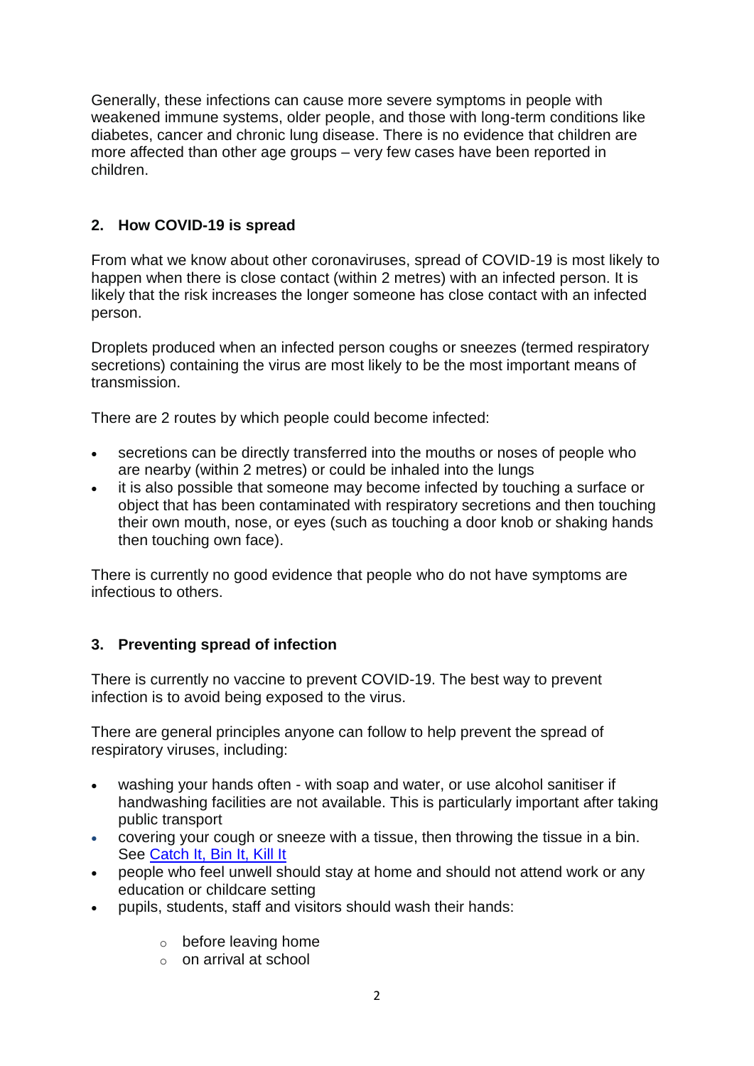Generally, these infections can cause more severe symptoms in people with weakened immune systems, older people, and those with long-term conditions like diabetes, cancer and chronic lung disease. There is no evidence that children are more affected than other age groups – very few cases have been reported in children.

## 2. How COVID-19 is spread

From what we know about other coronaviruses, spread of COVID-19 is most likely to happen when there is close contact (within 2 metres) with an infected person. It is likely that the risk increases the longer someone has close contact with an infected person.

Droplets produced when an infected person coughs or sneezes (termed respiratory secretions) containing the virus are most likely to be the most important means of transmission.

There are 2 routes by which people could become infected:

- secretions can be directly transferred into the mouths or noses of people who are nearby (within 2 metres) or could be inhaled into the lungs
- it is also possible that someone may become infected by touching a surface or object that has been contaminated with respiratory secretions and then touching their own mouth, nose, or eyes (such as touching a door knob or shaking hands then touching own face).

There is currently no good evidence that people who do not have symptoms are infectious to others.

## 3. Preventing spread of infection

There is currently no vaccine to prevent COVID-19. The best way to prevent infection is to avoid being exposed to the virus.

There are general principles anyone can follow to help prevent the spread of respiratory viruses, including:

- washing your hands often - with soap and water, or use alcohol sanitiser if handwashing facilities are not available. This is particularly important after taking public transport
- covering your cough or sneeze with a tissue, then throwing the tissue in a bin. See [Catch It, Bin It, Kill It]
- people who feel unwell should stay at home and should not attend work or any education or childcare setting
- pupils, students, staff and visitors should wash their hands:
  - before leaving home
  - on arrival at school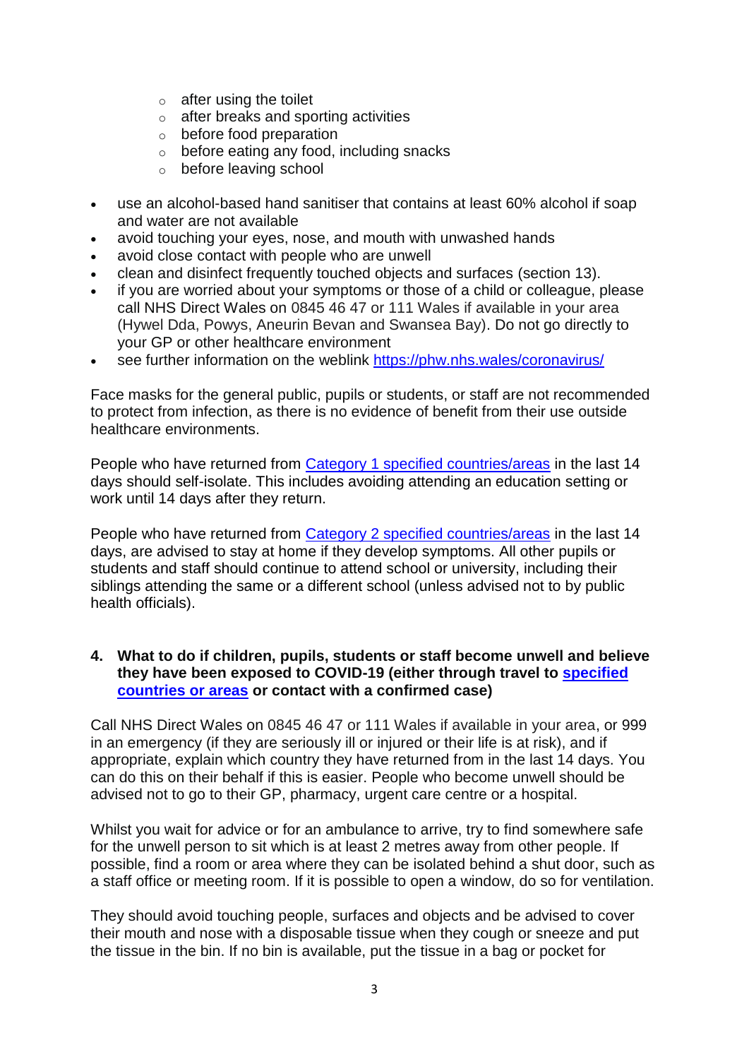- after using the toilet
    - after breaks and sporting activities
    - before food preparation
    - before eating any food, including snacks
    - before leaving school

- use an alcohol-based hand sanitiser that contains at least 60% alcohol if soap and water are not available
- avoid touching your eyes, nose, and mouth with unwashed hands
- avoid close contact with people who are unwell
- clean and disinfect frequently touched objects and surfaces (section 13).
- if you are worried about your symptoms or those of a child or colleague, please call NHS Direct Wales on 0845 46 47 or 111 Wales if available in your area (Hywel Dda, Powys, Aneurin Bevan and Swansea Bay). Do not go directly to your GP or other healthcare environment
- see further information on the weblink [https://phw.nhs.wales/coronavirus/](https://phw.nhs.wales/coronavirus/)

Face masks for the general public, pupils or students, or staff are not recommended to protect from infection, as there is no evidence of benefit from their use outside healthcare environments.

People who have returned from [Category 1 specified countries/areas]() in the last 14 days should self-isolate. This includes avoiding attending an education setting or work until 14 days after they return.

People who have returned from [Category 2 specified countries/areas]() in the last 14 days, are advised to stay at home if they develop symptoms. All other pupils or students and staff should continue to attend school or university, including their siblings attending the same or a different school (unless advised not to by public health officials).

## 4. What to do if children, pupils, students or staff become unwell and believe they have been exposed to COVID-19 (either through travel to [specified countries or areas]() or contact with a confirmed case)

Call NHS Direct Wales on 0845 46 47 or 111 Wales if available in your area, or 999 in an emergency (if they are seriously ill or injured or their life is at risk), and if appropriate, explain which country they have returned from in the last 14 days. You can do this on their behalf if this is easier. People who become unwell should be advised not to go to their GP, pharmacy, urgent care centre or a hospital.

Whilst you wait for advice or for an ambulance to arrive, try to find somewhere safe for the unwell person to sit which is at least 2 metres away from other people. If possible, find a room or area where they can be isolated behind a shut door, such as a staff office or meeting room. If it is possible to open a window, do so for ventilation.

They should avoid touching people, surfaces and objects and be advised to cover their mouth and nose with a disposable tissue when they cough or sneeze and put the tissue in the bin. If no bin is available, put the tissue in a bag or pocket for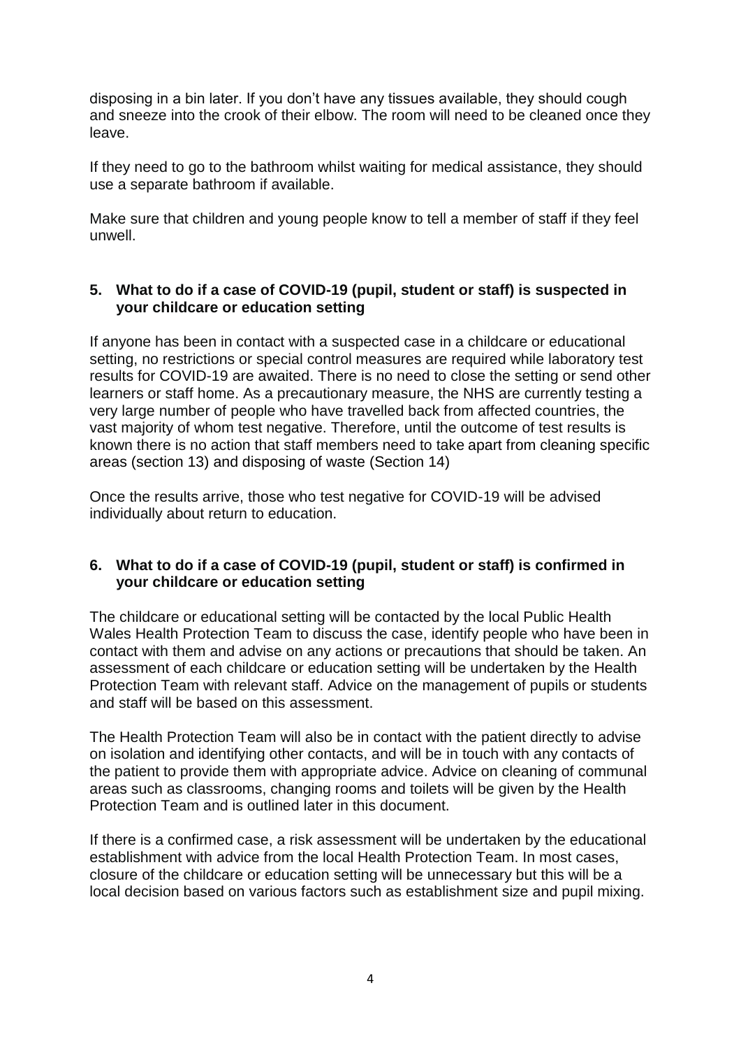disposing in a bin later. If you don't have any tissues available, they should cough and sneeze into the crook of their elbow. The room will need to be cleaned once they leave.

If they need to go to the bathroom whilst waiting for medical assistance, they should use a separate bathroom if available.

Make sure that children and young people know to tell a member of staff if they feel unwell.

## 5. What to do if a case of COVID-19 (pupil, student or staff) is suspected in your childcare or education setting

If anyone has been in contact with a suspected case in a childcare or educational setting, no restrictions or special control measures are required while laboratory test results for COVID-19 are awaited. There is no need to close the setting or send other learners or staff home. As a precautionary measure, the NHS are currently testing a very large number of people who have travelled back from affected countries, the vast majority of whom test negative. Therefore, until the outcome of test results is known there is no action that staff members need to take apart from cleaning specific areas (section 13) and disposing of waste (Section 14)

Once the results arrive, those who test negative for COVID-19 will be advised individually about return to education.

## 6. What to do if a case of COVID-19 (pupil, student or staff) is confirmed in your childcare or education setting

The childcare or educational setting will be contacted by the local Public Health Wales Health Protection Team to discuss the case, identify people who have been in contact with them and advise on any actions or precautions that should be taken. An assessment of each childcare or education setting will be undertaken by the Health Protection Team with relevant staff. Advice on the management of pupils or students and staff will be based on this assessment.

The Health Protection Team will also be in contact with the patient directly to advise on isolation and identifying other contacts, and will be in touch with any contacts of the patient to provide them with appropriate advice. Advice on cleaning of communal areas such as classrooms, changing rooms and toilets will be given by the Health Protection Team and is outlined later in this document.

If there is a confirmed case, a risk assessment will be undertaken by the educational establishment with advice from the local Health Protection Team. In most cases, closure of the childcare or education setting will be unnecessary but this will be a local decision based on various factors such as establishment size and pupil mixing.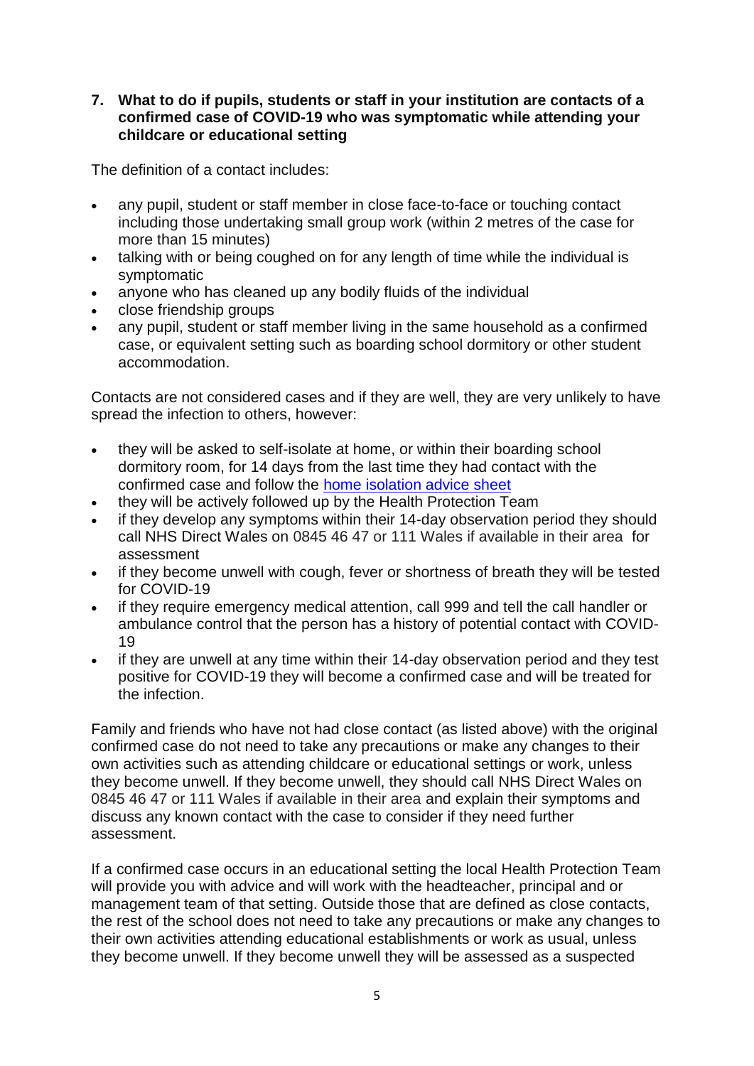## 7. What to do if pupils, students or staff in your institution are contacts of a confirmed case of COVID-19 who was symptomatic while attending your childcare or educational setting

The definition of a contact includes:

- any pupil, student or staff member in close face-to-face or touching contact including those undertaking small group work (within 2 metres of the case for more than 15 minutes)
- talking with or being coughed on for any length of time while the individual is symptomatic
- anyone who has cleaned up any bodily fluids of the individual
- close friendship groups
- any pupil, student or staff member living in the same household as a confirmed case, or equivalent setting such as boarding school dormitory or other student accommodation.

Contacts are not considered cases and if they are well, they are very unlikely to have spread the infection to others, however:

- they will be asked to self-isolate at home, or within their boarding school dormitory room, for 14 days from the last time they had contact with the confirmed case and follow the [home isolation advice sheet]
- they will be actively followed up by the Health Protection Team
- if they develop any symptoms within their 14-day observation period they should call NHS Direct Wales on 0845 46 47 or 111 Wales if available in their area for assessment
- if they become unwell with cough, fever or shortness of breath they will be tested for COVID-19
- if they require emergency medical attention, call 999 and tell the call handler or ambulance control that the person has a history of potential contact with COVID-19
- if they are unwell at any time within their 14-day observation period and they test positive for COVID-19 they will become a confirmed case and will be treated for the infection.

Family and friends who have not had close contact (as listed above) with the original confirmed case do not need to take any precautions or make any changes to their own activities such as attending childcare or educational settings or work, unless they become unwell. If they become unwell, they should call NHS Direct Wales on 0845 46 47 or 111 Wales if available in their area and explain their symptoms and discuss any known contact with the case to consider if they need further assessment.

If a confirmed case occurs in an educational setting the local Health Protection Team will provide you with advice and will work with the headteacher, principal and or management team of that setting. Outside those that are defined as close contacts, the rest of the school does not need to take any precautions or make any changes to their own activities attending educational establishments or work as usual, unless they become unwell. If they become unwell they will be assessed as a suspected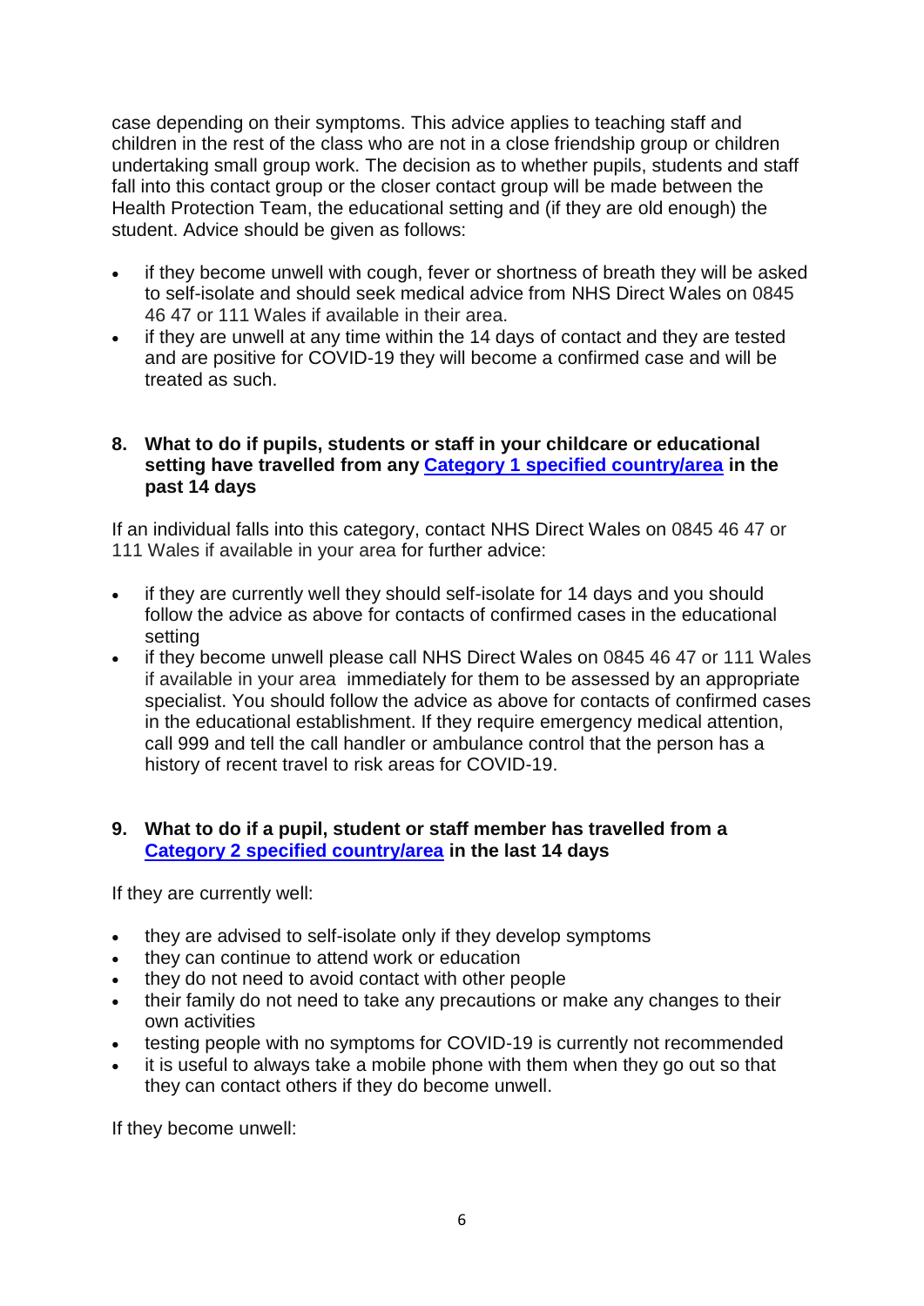case depending on their symptoms. This advice applies to teaching staff and children in the rest of the class who are not in a close friendship group or children undertaking small group work. The decision as to whether pupils, students and staff fall into this contact group or the closer contact group will be made between the Health Protection Team, the educational setting and (if they are old enough) the student. Advice should be given as follows:

- if they become unwell with cough, fever or shortness of breath they will be asked to self-isolate and should seek medical advice from NHS Direct Wales on 0845 46 47 or 111 Wales if available in their area.
- if they are unwell at any time within the 14 days of contact and they are tested and are positive for COVID-19 they will become a confirmed case and will be treated as such.

## 8. What to do if pupils, students or staff in your childcare or educational setting have travelled from any Category 1 specified country/area in the past 14 days

If an individual falls into this category, contact NHS Direct Wales on 0845 46 47 or 111 Wales if available in your area for further advice:

- if they are currently well they should self-isolate for 14 days and you should follow the advice as above for contacts of confirmed cases in the educational setting
- if they become unwell please call NHS Direct Wales on 0845 46 47 or 111 Wales if available in your area immediately for them to be assessed by an appropriate specialist. You should follow the advice as above for contacts of confirmed cases in the educational establishment. If they require emergency medical attention, call 999 and tell the call handler or ambulance control that the person has a history of recent travel to risk areas for COVID-19.

## 9. What to do if a pupil, student or staff member has travelled from a Category 2 specified country/area in the last 14 days

If they are currently well:

- they are advised to self-isolate only if they develop symptoms
- they can continue to attend work or education
- they do not need to avoid contact with other people
- their family do not need to take any precautions or make any changes to their own activities
- testing people with no symptoms for COVID-19 is currently not recommended
- it is useful to always take a mobile phone with them when they go out so that they can contact others if they do become unwell.

If they become unwell: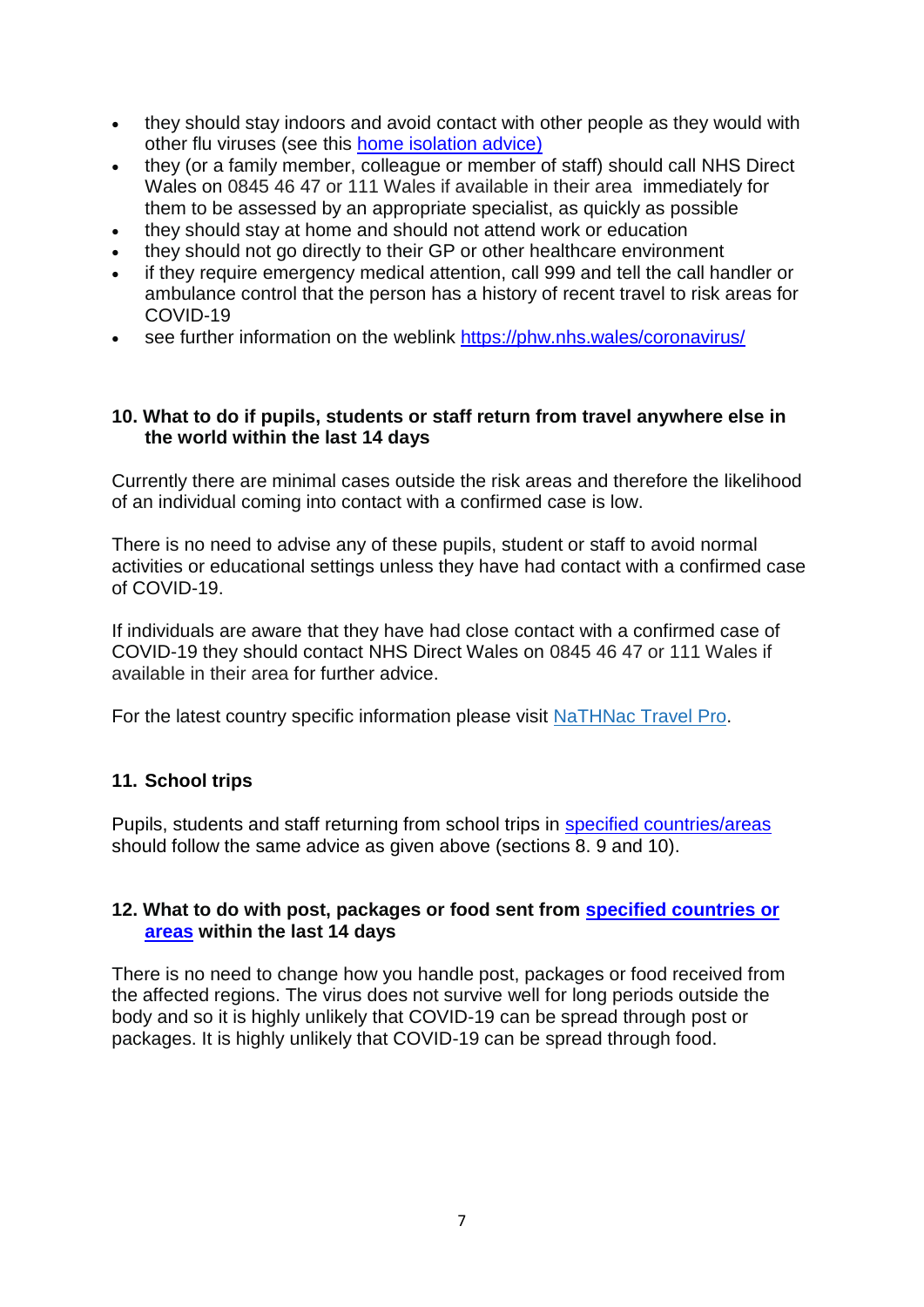- they should stay indoors and avoid contact with other people as they would with other flu viruses (see this [home isolation advice)](#)
- they (or a family member, colleague or member of staff) should call NHS Direct Wales on 0845 46 47 or 111 Wales if available in their area immediately for them to be assessed by an appropriate specialist, as quickly as possible
- they should stay at home and should not attend work or education
- they should not go directly to their GP or other healthcare environment
- if they require emergency medical attention, call 999 and tell the call handler or ambulance control that the person has a history of recent travel to risk areas for COVID-19
- see further information on the weblink [https://phw.nhs.wales/coronavirus/](https://phw.nhs.wales/coronavirus/)

## 10. What to do if pupils, students or staff return from travel anywhere else in the world within the last 14 days

Currently there are minimal cases outside the risk areas and therefore the likelihood of an individual coming into contact with a confirmed case is low.

There is no need to advise any of these pupils, student or staff to avoid normal activities or educational settings unless they have had contact with a confirmed case of COVID-19.

If individuals are aware that they have had close contact with a confirmed case of COVID-19 they should contact NHS Direct Wales on 0845 46 47 or 111 Wales if available in their area for further advice.

For the latest country specific information please visit [NaTHNac Travel Pro](#).

## 11. School trips

Pupils, students and staff returning from school trips in [specified countries/areas](#) should follow the same advice as given above (sections 8. 9 and 10).

## 12. What to do with post, packages or food sent from [specified countries or areas](#) within the last 14 days

There is no need to change how you handle post, packages or food received from the affected regions. The virus does not survive well for long periods outside the body and so it is highly unlikely that COVID-19 can be spread through post or packages. It is highly unlikely that COVID-19 can be spread through food.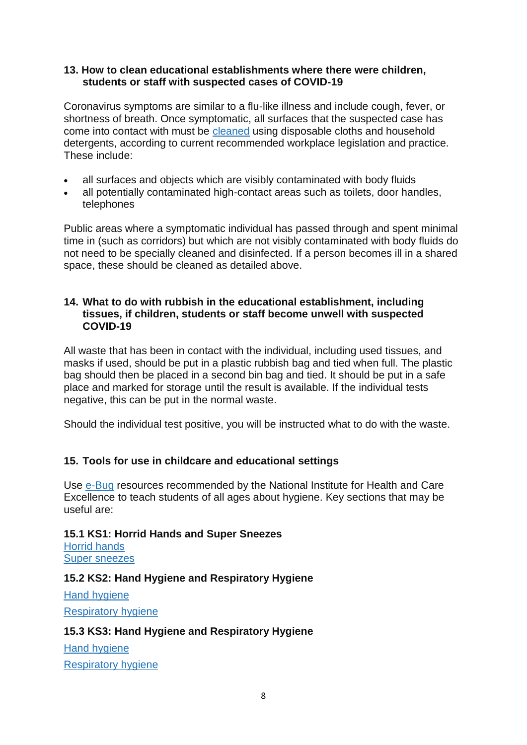## 13. How to clean educational establishments where there were children, students or staff with suspected cases of COVID-19

Coronavirus symptoms are similar to a flu-like illness and include cough, fever, or shortness of breath. Once symptomatic, all surfaces that the suspected case has come into contact with must be cleaned using disposable cloths and household detergents, according to current recommended workplace legislation and practice. These include:

- all surfaces and objects which are visibly contaminated with body fluids
- all potentially contaminated high-contact areas such as toilets, door handles, telephones

Public areas where a symptomatic individual has passed through and spent minimal time in (such as corridors) but which are not visibly contaminated with body fluids do not need to be specially cleaned and disinfected. If a person becomes ill in a shared space, these should be cleaned as detailed above.

## 14. What to do with rubbish in the educational establishment, including tissues, if children, students or staff become unwell with suspected COVID-19

All waste that has been in contact with the individual, including used tissues, and masks if used, should be put in a plastic rubbish bag and tied when full. The plastic bag should then be placed in a second bin bag and tied. It should be put in a safe place and marked for storage until the result is available. If the individual tests negative, this can be put in the normal waste.

Should the individual test positive, you will be instructed what to do with the waste.

## 15. Tools for use in childcare and educational settings

Use e-Bug resources recommended by the National Institute for Health and Care Excellence to teach students of all ages about hygiene. Key sections that may be useful are:

### 15.1 KS1: Horrid Hands and Super Sneezes

Horrid hands
Super sneezes

### 15.2 KS2: Hand Hygiene and Respiratory Hygiene

Hand hygiene

Respiratory hygiene

### 15.3 KS3: Hand Hygiene and Respiratory Hygiene

Hand hygiene

Respiratory hygiene